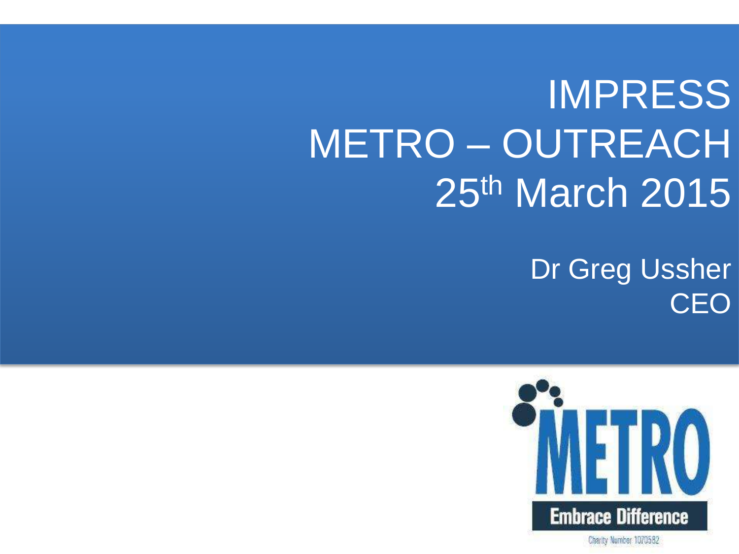# IMPRESS
# METRO – OUTREACH
# 25th March 2015

Dr Greg Ussher
CEO

METRO

Embrace Difference

Charity Number 1070582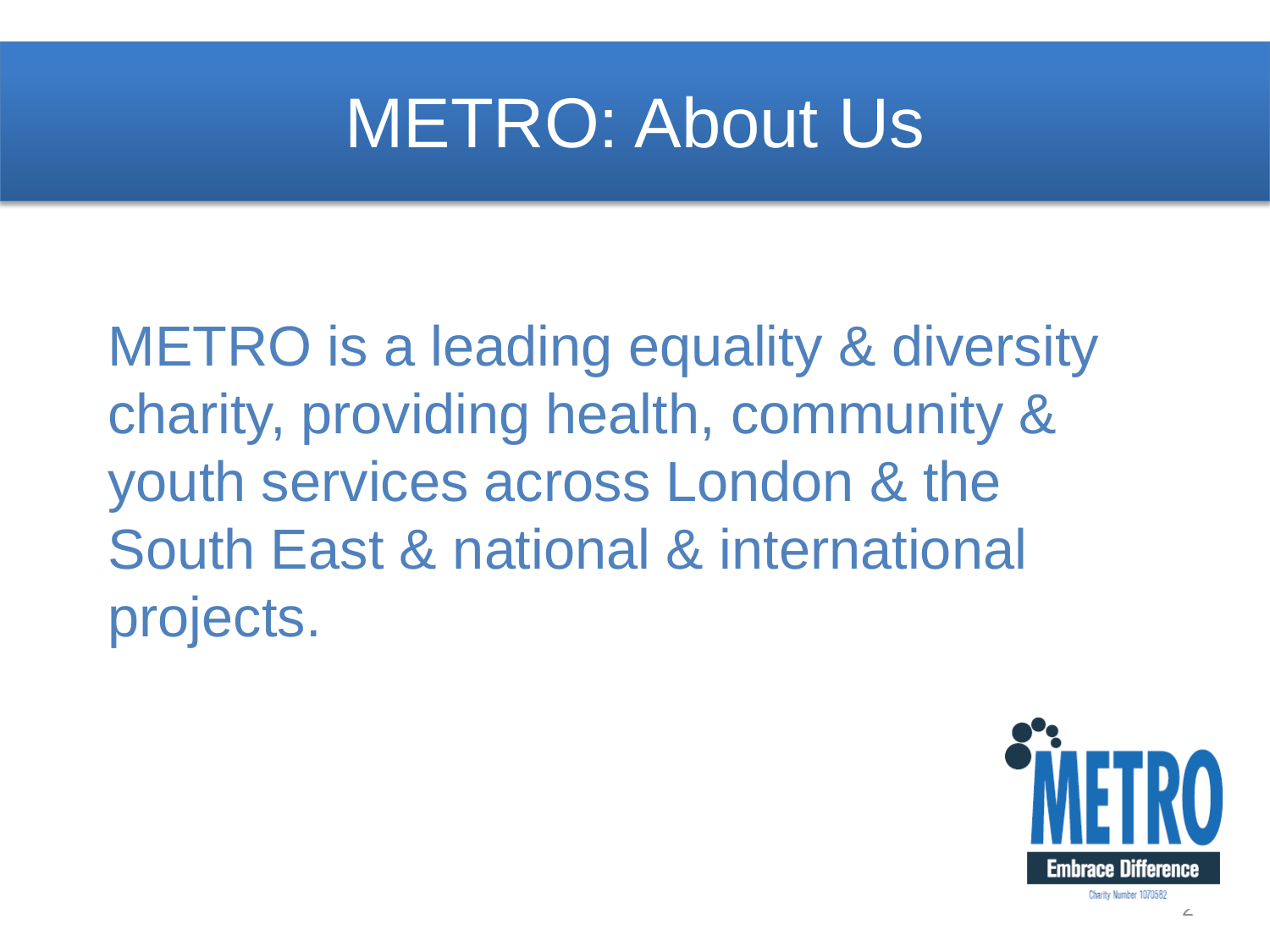# METRO: About Us

METRO is a leading equality & diversity charity, providing health, community & youth services across London & the South East & national & international projects.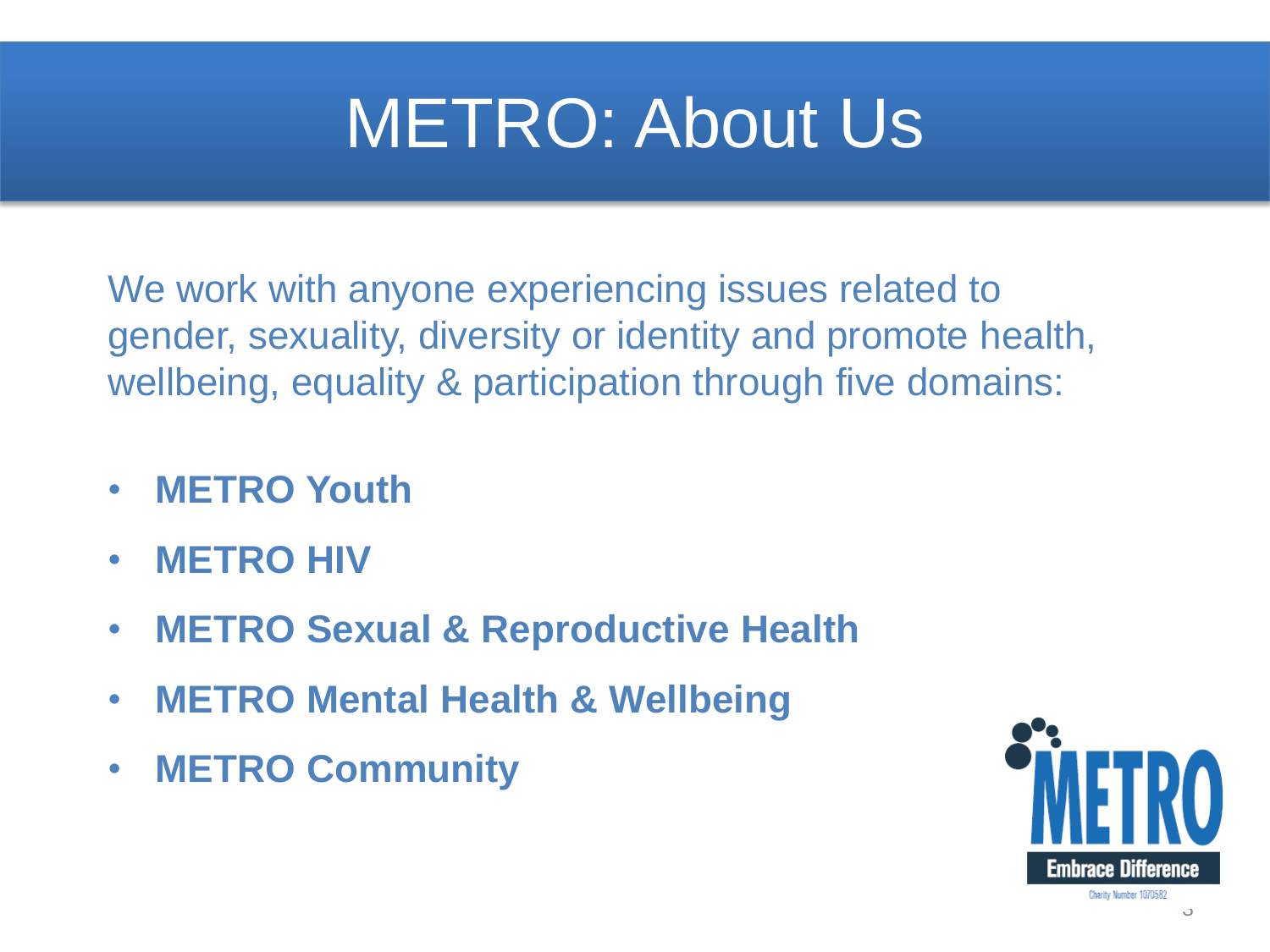# METRO: About Us

We work with anyone experiencing issues related to gender, sexuality, diversity or identity and promote health, wellbeing, equality & participation through five domains:

- **METRO Youth**
- **METRO HIV**
- **METRO Sexual & Reproductive Health**
- **METRO Mental Health & Wellbeing**
- **METRO Community**

METRO

Embrace Difference

Charity Number 1070582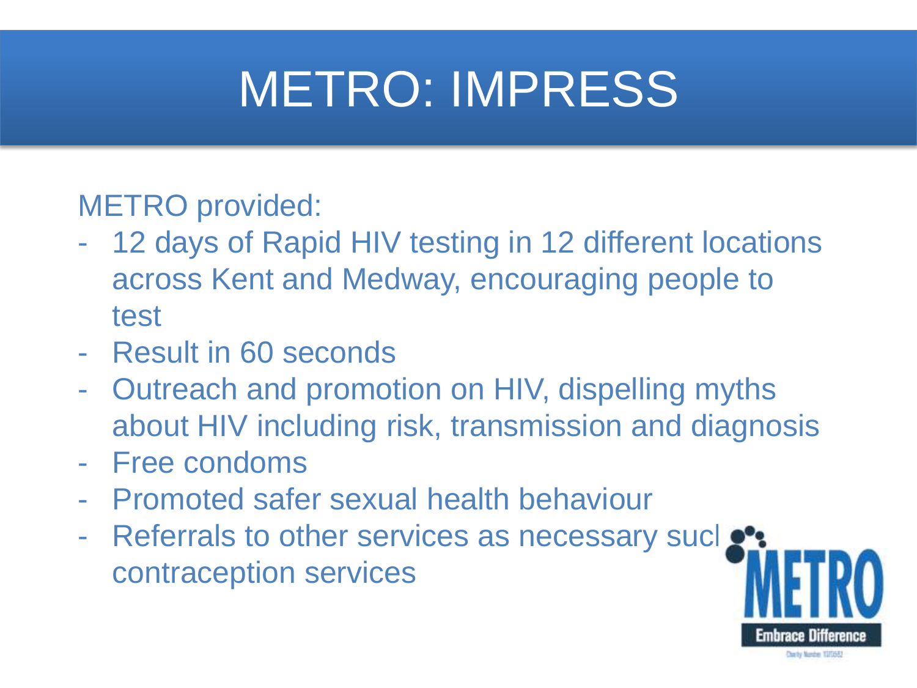# METRO: IMPRESS

METRO provided:

- 12 days of Rapid HIV testing in 12 different locations across Kent and Medway, encouraging people to test
- Result in 60 seconds
- Outreach and promotion on HIV, dispelling myths about HIV including risk, transmission and diagnosis
- Free condoms
- Promoted safer sexual health behaviour
- Referrals to other services as necessary sucl contraception services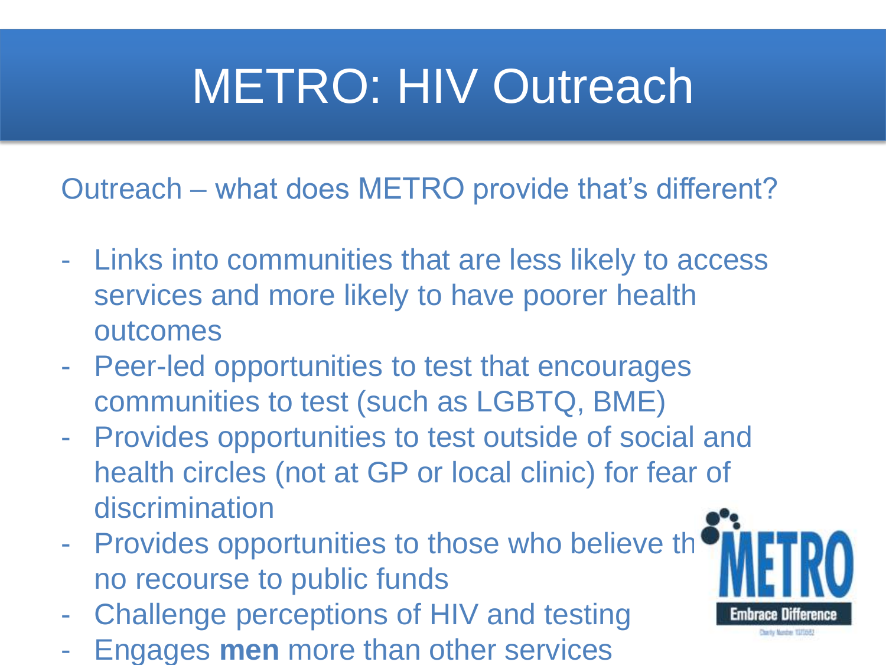# METRO: HIV Outreach

Outreach – what does METRO provide that's different?

- Links into communities that are less likely to access services and more likely to have poorer health outcomes
- Peer-led opportunities to test that encourages communities to test (such as LGBTQ, BME)
- Provides opportunities to test outside of social and health circles (not at GP or local clinic) for fear of discrimination
- Provides opportunities to those who believe th no recourse to public funds
- Challenge perceptions of HIV and testing
- Engages **men** more than other services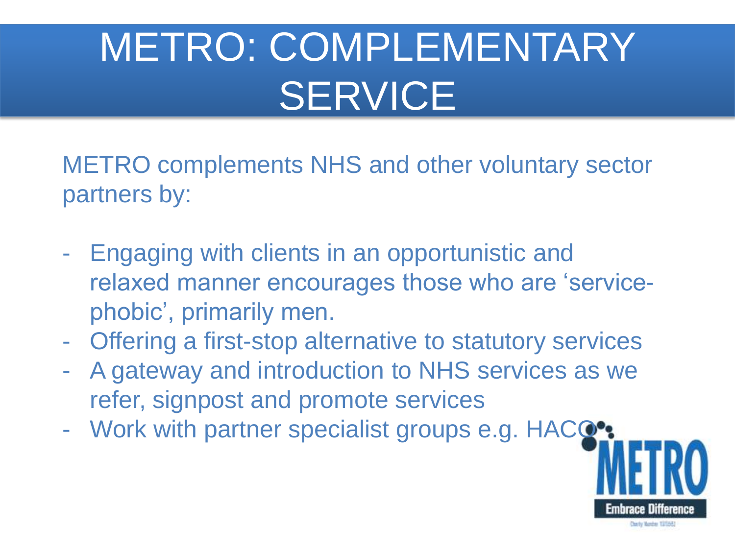# METRO: COMPLEMENTARY SERVICE

METRO complements NHS and other voluntary sector partners by:

- Engaging with clients in an opportunistic and relaxed manner encourages those who are 'service-phobic', primarily men.
- Offering a first-stop alternative to statutory services
- A gateway and introduction to NHS services as we refer, signpost and promote services
- Work with partner specialist groups e.g. HACO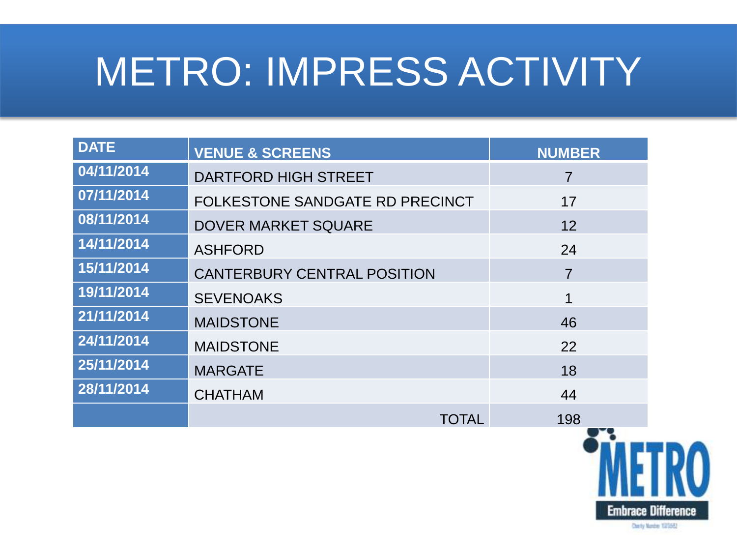# METRO: IMPRESS ACTIVITY

| DATE | VENUE & SCREENS | NUMBER |
|---|---|---|
| 04/11/2014 | DARTFORD HIGH STREET | 7 |
| 07/11/2014 | FOLKESTONE SANDGATE RD PRECINCT | 17 |
| 08/11/2014 | DOVER MARKET SQUARE | 12 |
| 14/11/2014 | ASHFORD | 24 |
| 15/11/2014 | CANTERBURY CENTRAL POSITION | 7 |
| 19/11/2014 | SEVENOAKS | 1 |
| 21/11/2014 | MAIDSTONE | 46 |
| 24/11/2014 | MAIDSTONE | 22 |
| 25/11/2014 | MARGATE | 18 |
| 28/11/2014 | CHATHAM | 44 |
| | TOTAL | 198 |

METRO
Embrace Difference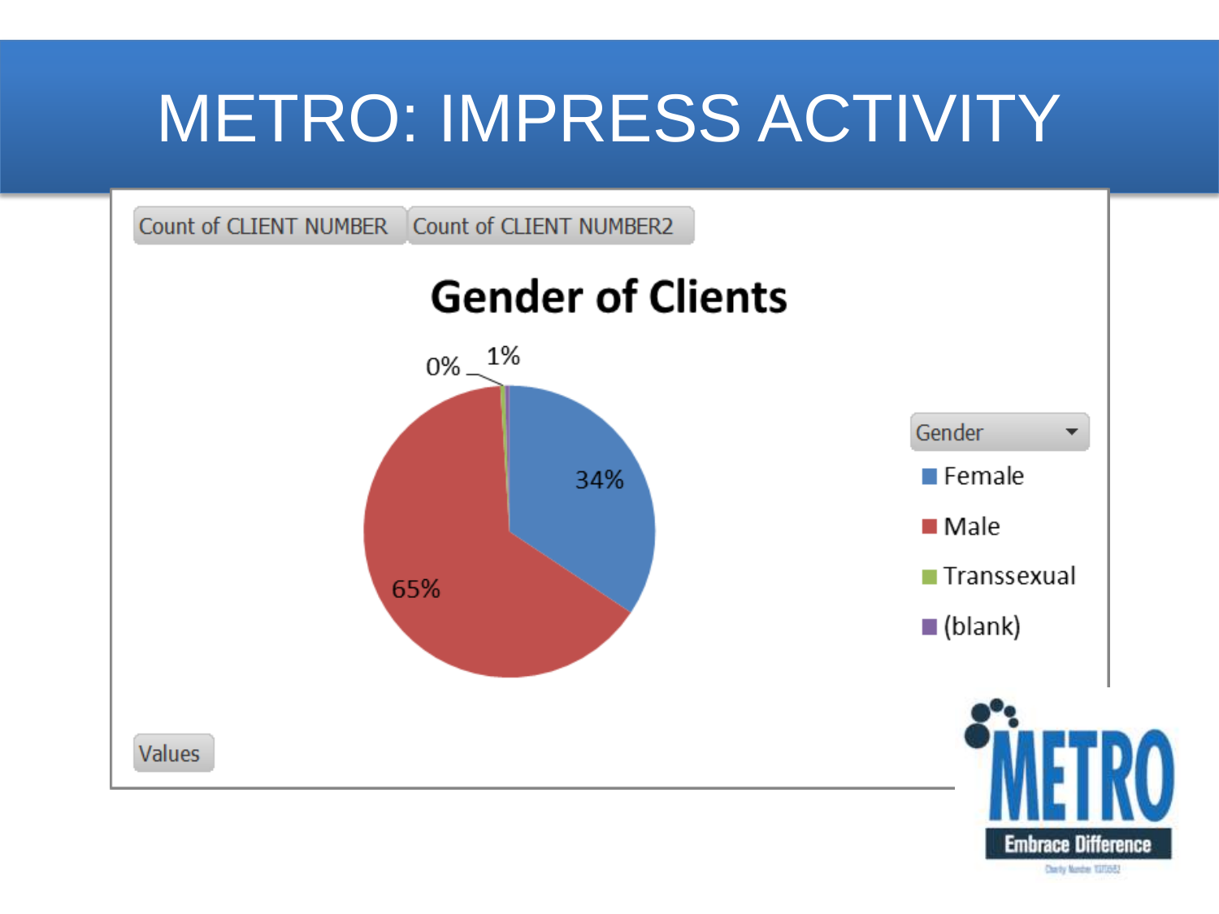# METRO: IMPRESS ACTIVITY

Count of CLIENT NUMBER | Count of CLIENT NUMBER2

**Gender of Clients**

0% 1%

34%

65%

Gender

- Female
- Male
- Transsexual
- (blank)

Values

METRO Embrace Difference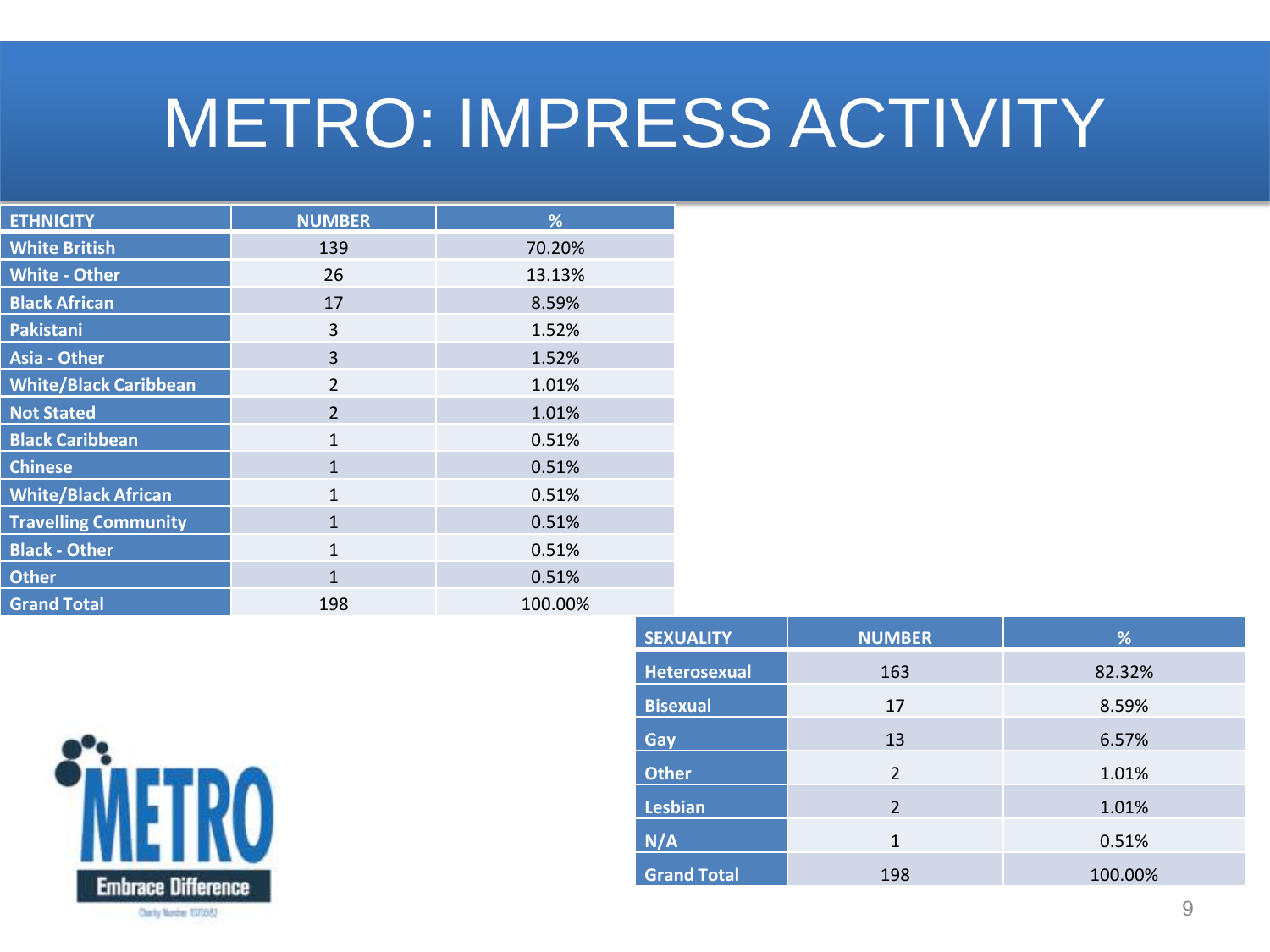# METRO: IMPRESS ACTIVITY

| ETHNICITY | NUMBER | % |
|---|---|---|
| White British | 139 | 70.20% |
| White - Other | 26 | 13.13% |
| Black African | 17 | 8.59% |
| Pakistani | 3 | 1.52% |
| Asia - Other | 3 | 1.52% |
| White/Black Caribbean | 2 | 1.01% |
| Not Stated | 2 | 1.01% |
| Black Caribbean | 1 | 0.51% |
| Chinese | 1 | 0.51% |
| White/Black African | 1 | 0.51% |
| Travelling Community | 1 | 0.51% |
| Black - Other | 1 | 0.51% |
| Other | 1 | 0.51% |
| Grand Total | 198 | 100.00% |

| SEXUALITY | NUMBER | % |
|---|---|---|
| Heterosexual | 163 | 82.32% |
| Bisexual | 17 | 8.59% |
| Gay | 13 | 6.57% |
| Other | 2 | 1.01% |
| Lesbian | 2 | 1.01% |
| N/A | 1 | 0.51% |
| Grand Total | 198 | 100.00% |

METRO

Embrace Difference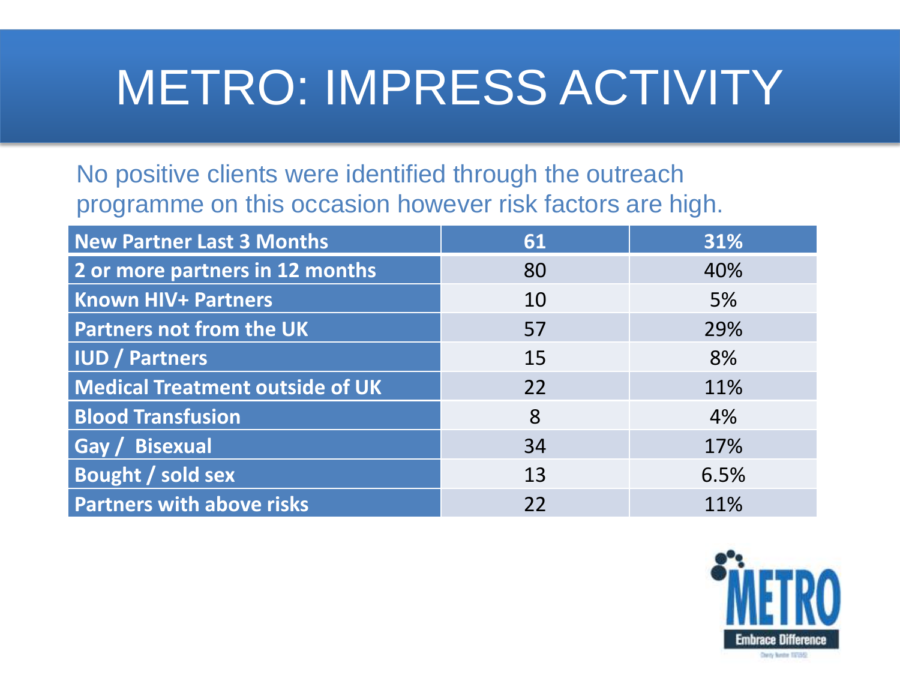# METRO: IMPRESS ACTIVITY

No positive clients were identified through the outreach programme on this occasion however risk factors are high.

| New Partner Last 3 Months | 61 | 31% |
|---|---|---|
| 2 or more partners in 12 months | 80 | 40% |
| Known HIV+ Partners | 10 | 5% |
| Partners not from the UK | 57 | 29% |
| IUD / Partners | 15 | 8% |
| Medical Treatment outside of UK | 22 | 11% |
| Blood Transfusion | 8 | 4% |
| Gay / Bisexual | 34 | 17% |
| Bought / sold sex | 13 | 6.5% |
| Partners with above risks | 22 | 11% |

METRO
Embrace Difference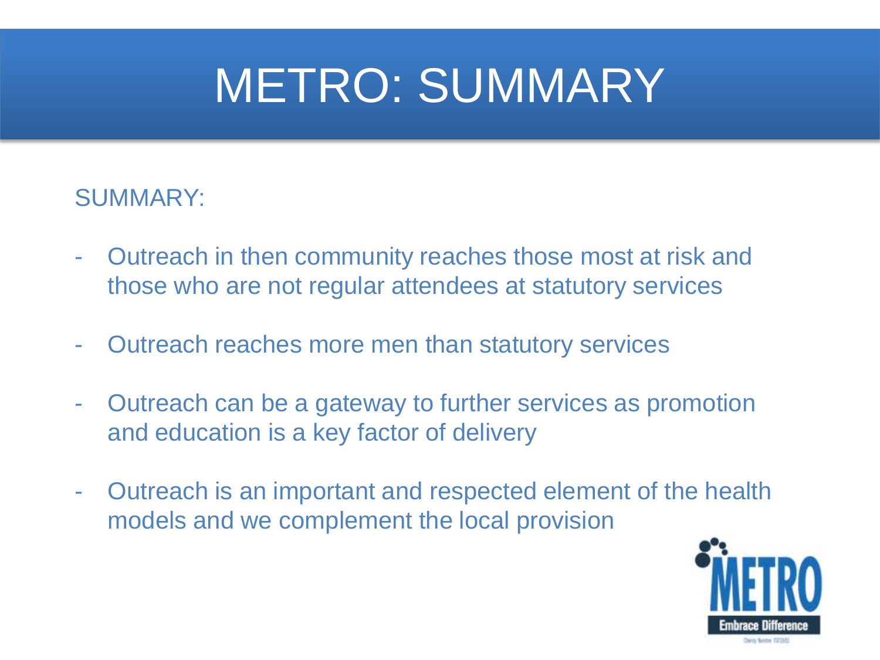# METRO: SUMMARY

SUMMARY:

- Outreach in then community reaches those most at risk and those who are not regular attendees at statutory services
- Outreach reaches more men than statutory services
- Outreach can be a gateway to further services as promotion and education is a key factor of delivery
- Outreach is an important and respected element of the health models and we complement the local provision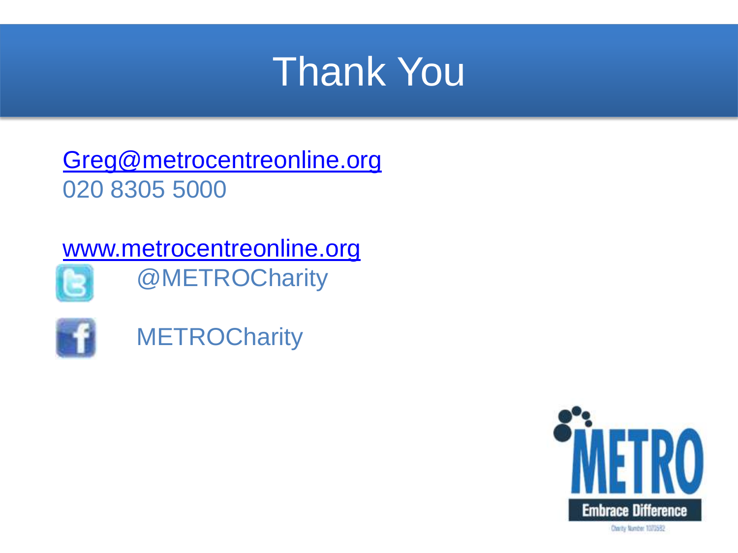# Thank You

Greg@metrocentreonline.org
020 8305 5000

www.metrocentreonline.org

@METROCharity

METROCharity

METRO
Embrace Difference
Charity Number 1070582